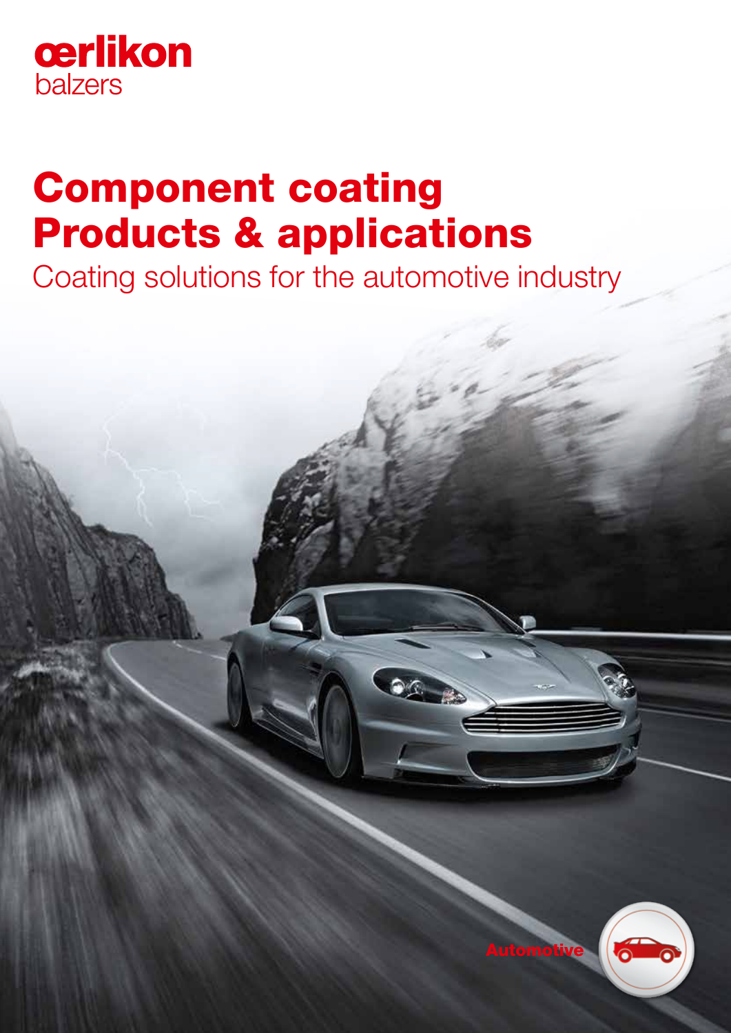oerlikon balzers

# Component coating Products & applications

## Coating solutions for the automotive industry

Automotive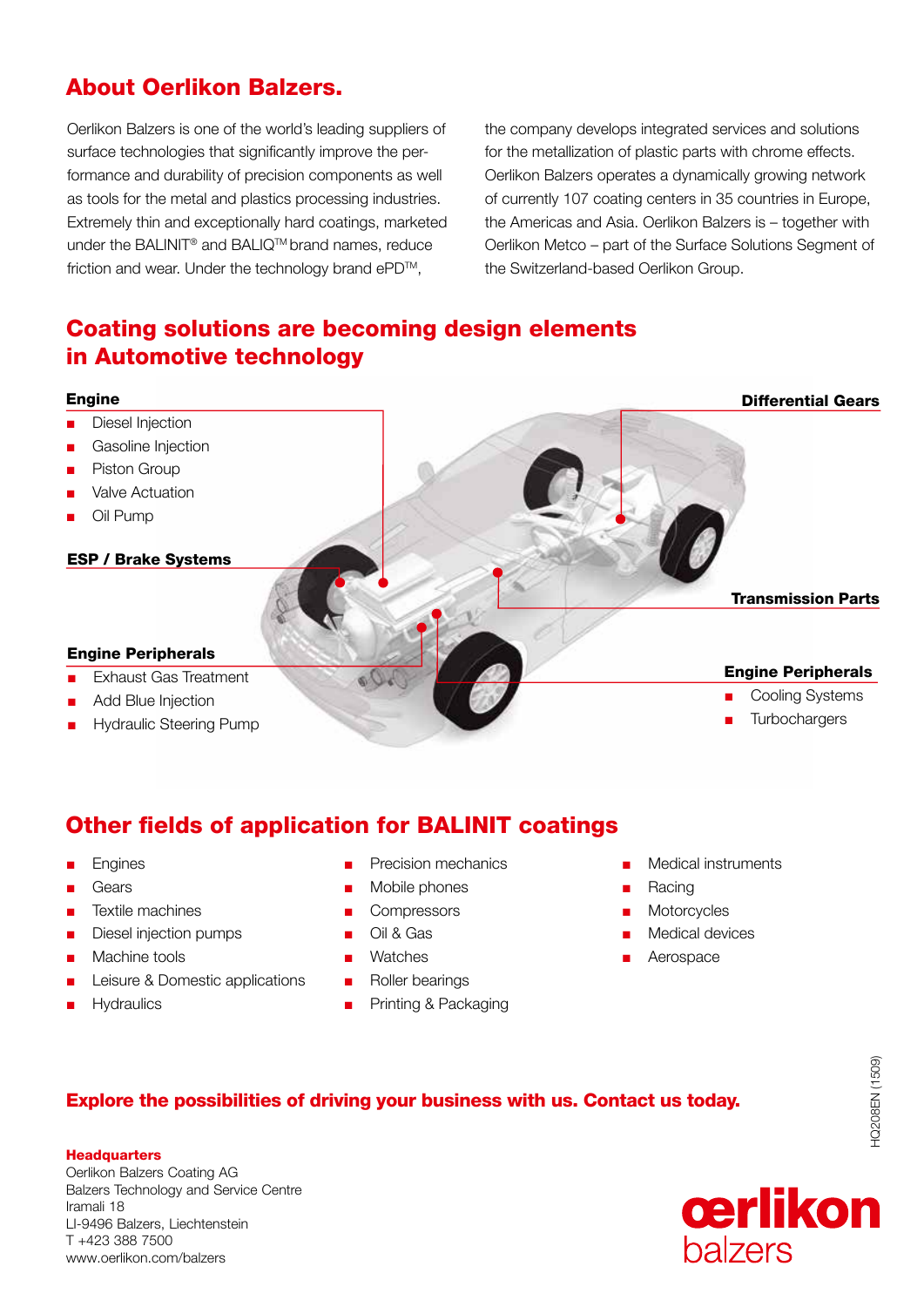## About Oerlikon Balzers.

Oerlikon Balzers is one of the world's leading suppliers of surface technologies that significantly improve the performance and durability of precision components as well as tools for the metal and plastics processing industries. Extremely thin and exceptionally hard coatings, marketed under the BALINIT® and BALIQ™ brand names, reduce friction and wear. Under the technology brand ePD™, the company develops integrated services and solutions for the metallization of plastic parts with chrome effects. Oerlikon Balzers operates a dynamically growing network of currently 107 coating centers in 35 countries in Europe, the Americas and Asia. Oerlikon Balzers is – together with Oerlikon Metco – part of the Surface Solutions Segment of the Switzerland-based Oerlikon Group.

## Coating solutions are becoming design elements in Automotive technology

**Engine**

- Diesel Injection
- Gasoline Injection
- Piston Group
- Valve Actuation
- Oil Pump

**ESP / Brake Systems**

**Engine Peripherals**

- Exhaust Gas Treatment
- Add Blue Injection
- Hydraulic Steering Pump

**Differential Gears**

**Transmission Parts**

**Engine Peripherals**

- Cooling Systems
- Turbochargers

## Other fields of application for BALINIT coatings

- Engines
- Gears
- Textile machines
- Diesel injection pumps
- Machine tools
- Leisure & Domestic applications
- Hydraulics
- Precision mechanics
- Mobile phones
- Compressors
- Oil & Gas
- Watches
- Roller bearings
- Printing & Packaging
- Medical instruments
- Racing
- Motorcycles
- Medical devices
- Aerospace

**Explore the possibilities of driving your business with us. Contact us today.**

**Headquarters**
Oerlikon Balzers Coating AG
Balzers Technology and Service Centre
Iramali 18
LI-9496 Balzers, Liechtenstein
T +423 388 7500
www.oerlikon.com/balzers

HQ208EN (1509)

oerlikon balzers